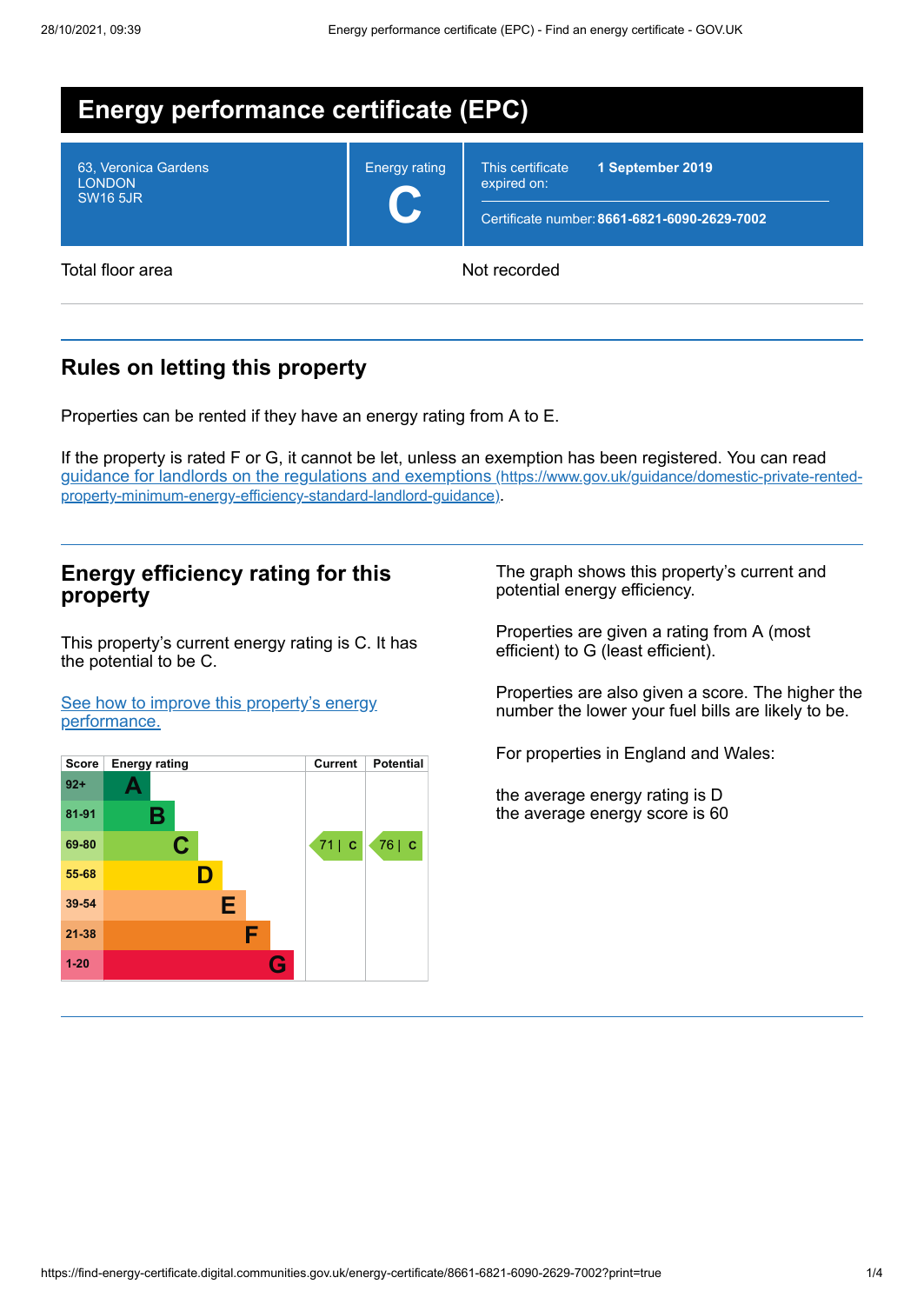# Energy performance certificate (EPC)

| 63, Veronica Gardens<br>LONDON<br>SW16 5JR | Energy rating<br>**C** | This certificate expired on: **1 September 2019**<br>Certificate number: **8661-6821-6090-2629-7002** |
|---|---|---|

Total floor area | Not recorded

## Rules on letting this property

Properties can be rented if they have an energy rating from A to E.

If the property is rated F or G, it cannot be let, unless an exemption has been registered. You can read [guidance for landlords on the regulations and exemptions (https://www.gov.uk/guidance/domestic-private-rented-property-minimum-energy-efficiency-standard-landlord-guidance)](https://www.gov.uk/guidance/domestic-private-rented-property-minimum-energy-efficiency-standard-landlord-guidance).

## Energy efficiency rating for this property

This property's current energy rating is C. It has the potential to be C.

[See how to improve this property's energy performance.]()

| Score | Energy rating | Current | Potential |
|---|---|---|---|
| 92+ | A | | |
| 81-91 | B | | |
| 69-80 | C | 71 \| C | 76 \| C |
| 55-68 | D | | |
| 39-54 | E | | |
| 21-38 | F | | |
| 1-20 | G | | |

The graph shows this property's current and potential energy efficiency.

Properties are given a rating from A (most efficient) to G (least efficient).

Properties are also given a score. The higher the number the lower your fuel bills are likely to be.

For properties in England and Wales:

the average energy rating is D
the average energy score is 60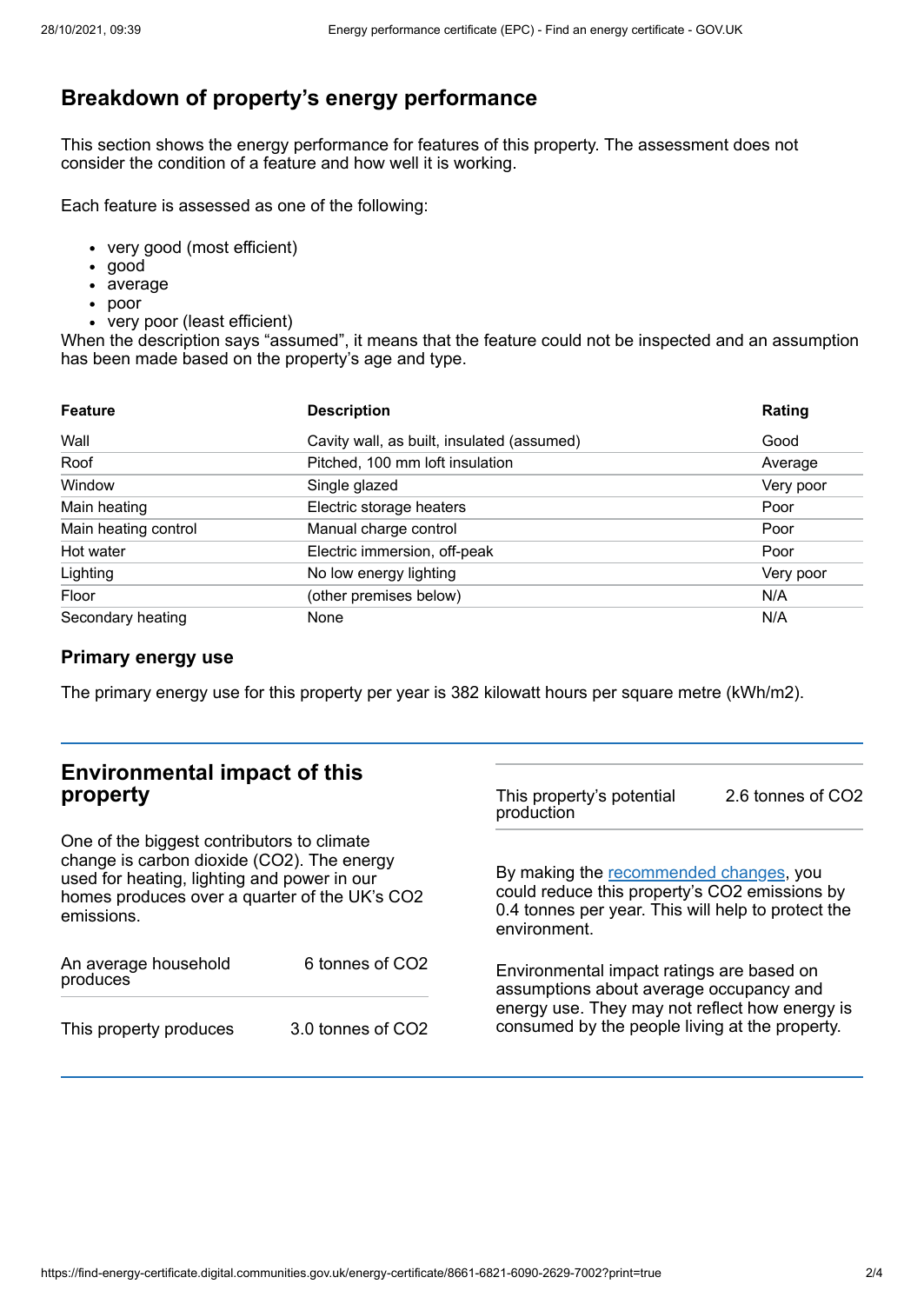## Breakdown of property's energy performance

This section shows the energy performance for features of this property. The assessment does not consider the condition of a feature and how well it is working.

Each feature is assessed as one of the following:

- very good (most efficient)
- good
- average
- poor
- very poor (least efficient)

When the description says "assumed", it means that the feature could not be inspected and an assumption has been made based on the property's age and type.

| Feature | Description | Rating |
|---|---|---|
| Wall | Cavity wall, as built, insulated (assumed) | Good |
| Roof | Pitched, 100 mm loft insulation | Average |
| Window | Single glazed | Very poor |
| Main heating | Electric storage heaters | Poor |
| Main heating control | Manual charge control | Poor |
| Hot water | Electric immersion, off-peak | Poor |
| Lighting | No low energy lighting | Very poor |
| Floor | (other premises below) | N/A |
| Secondary heating | None | N/A |

### Primary energy use

The primary energy use for this property per year is 382 kilowatt hours per square metre (kWh/m2).

## Environmental impact of this property

One of the biggest contributors to climate change is carbon dioxide ($CO_2$). The energy used for heating, lighting and power in our homes produces over a quarter of the UK's $CO_2$ emissions.

| | |
|---|---|
| An average household produces | 6 tonnes of $CO_2$ |
| This property produces | 3.0 tonnes of $CO_2$ |
| This property's potential production | 2.6 tonnes of $CO_2$ |

By making the recommended changes, you could reduce this property's $CO_2$ emissions by 0.4 tonnes per year. This will help to protect the environment.

Environmental impact ratings are based on assumptions about average occupancy and energy use. They may not reflect how energy is consumed by the people living at the property.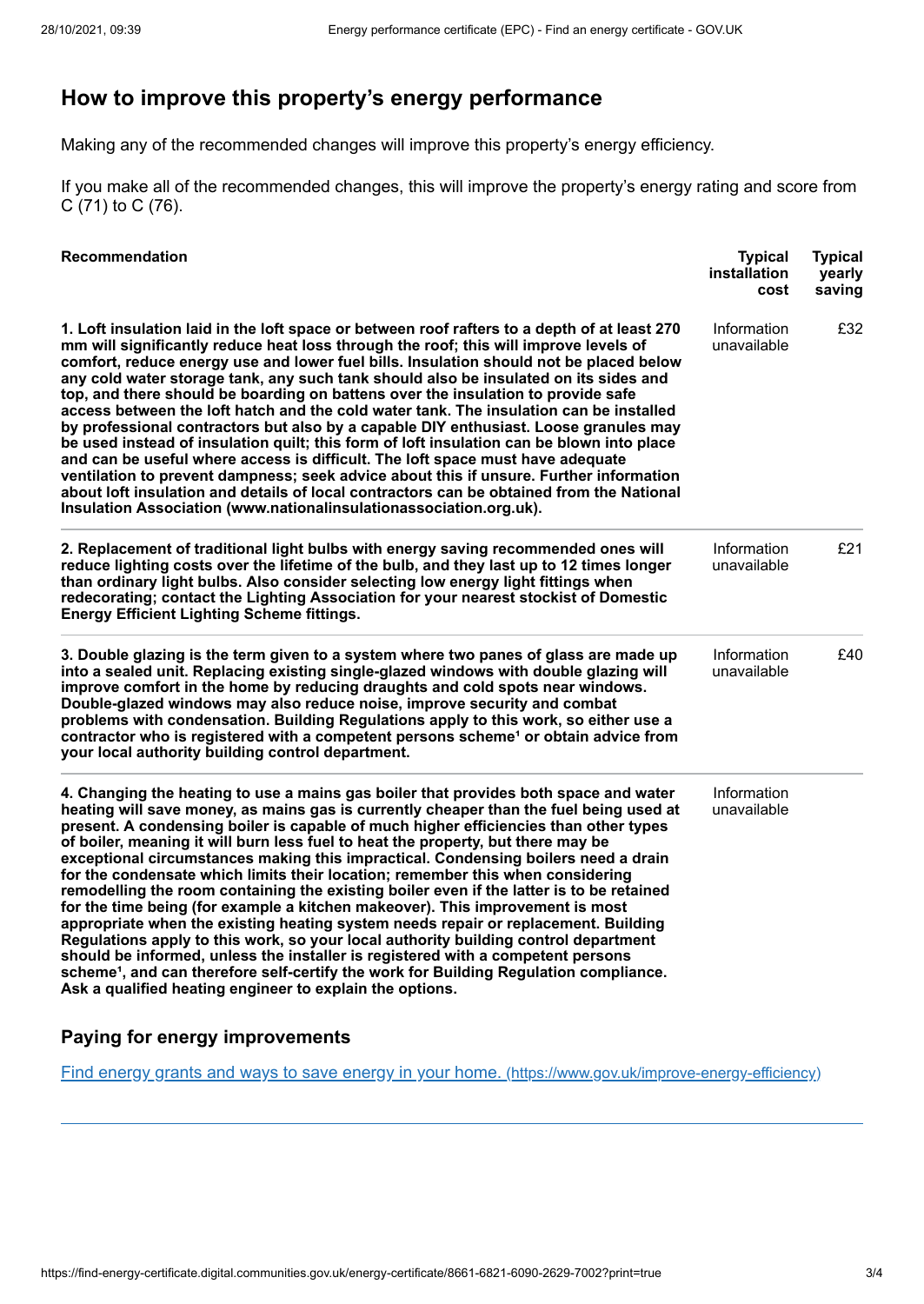## How to improve this property's energy performance

Making any of the recommended changes will improve this property's energy efficiency.

If you make all of the recommended changes, this will improve the property's energy rating and score from C (71) to C (76).

| Recommendation | Typical installation cost | Typical yearly saving |
|---|---|---|
| **1. Loft insulation laid in the loft space or between roof rafters to a depth of at least 270 mm will significantly reduce heat loss through the roof; this will improve levels of comfort, reduce energy use and lower fuel bills. Insulation should not be placed below any cold water storage tank, any such tank should also be insulated on its sides and top, and there should be boarding on battens over the insulation to provide safe access between the loft hatch and the cold water tank. The insulation can be installed by professional contractors but also by a capable DIY enthusiast. Loose granules may be used instead of insulation quilt; this form of loft insulation can be blown into place and can be useful where access is difficult. The loft space must have adequate ventilation to prevent dampness; seek advice about this if unsure. Further information about loft insulation and details of local contractors can be obtained from the National Insulation Association (www.nationalinsulationassociation.org.uk).** | Information unavailable | £32 |
| **2. Replacement of traditional light bulbs with energy saving recommended ones will reduce lighting costs over the lifetime of the bulb, and they last up to 12 times longer than ordinary light bulbs. Also consider selecting low energy light fittings when redecorating; contact the Lighting Association for your nearest stockist of Domestic Energy Efficient Lighting Scheme fittings.** | Information unavailable | £21 |
| **3. Double glazing is the term given to a system where two panes of glass are made up into a sealed unit. Replacing existing single-glazed windows with double glazing will improve comfort in the home by reducing draughts and cold spots near windows. Double-glazed windows may also reduce noise, improve security and combat problems with condensation. Building Regulations apply to this work, so either use a contractor who is registered with a competent persons scheme[1] or obtain advice from your local authority building control department.** | Information unavailable | £40 |
| **4. Changing the heating to use a mains gas boiler that provides both space and water heating will save money, as mains gas is currently cheaper than the fuel being used at present. A condensing boiler is capable of much higher efficiencies than other types of boiler, meaning it will burn less fuel to heat the property, but there may be exceptional circumstances making this impractical. Condensing boilers need a drain for the condensate which limits their location; remember this when considering remodelling the room containing the existing boiler even if the latter is to be retained for the time being (for example a kitchen makeover). This improvement is most appropriate when the existing heating system needs repair or replacement. Building Regulations apply to this work, so your local authority building control department should be informed, unless the installer is registered with a competent persons scheme[1], and can therefore self-certify the work for Building Regulation compliance. Ask a qualified heating engineer to explain the options.** | Information unavailable | |

## Paying for energy improvements

[Find energy grants and ways to save energy in your home. (https://www.gov.uk/improve-energy-efficiency)](https://www.gov.uk/improve-energy-efficiency)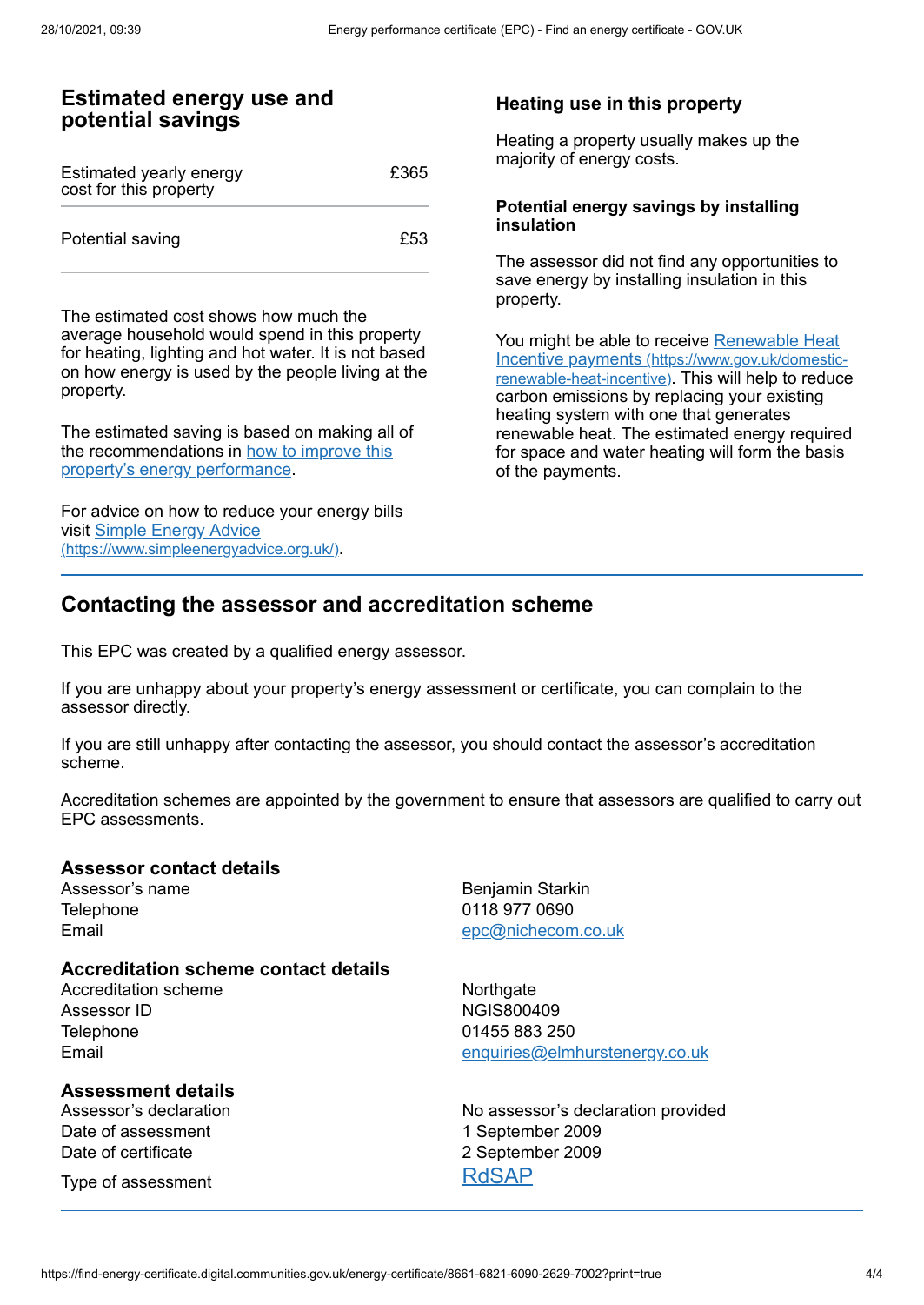## Estimated energy use and potential savings

| | |
|---|---|
| Estimated yearly energy cost for this property | £365 |
| Potential saving | £53 |

The estimated cost shows how much the average household would spend in this property for heating, lighting and hot water. It is not based on how energy is used by the people living at the property.

The estimated saving is based on making all of the recommendations in [how to improve this property's energy performance](#).

For advice on how to reduce your energy bills visit [Simple Energy Advice](https://www.simpleenergyadvice.org.uk/) (https://www.simpleenergyadvice.org.uk/).

### Heating use in this property

Heating a property usually makes up the majority of energy costs.

#### Potential energy savings by installing insulation

The assessor did not find any opportunities to save energy by installing insulation in this property.

You might be able to receive [Renewable Heat Incentive payments](https://www.gov.uk/domestic-renewable-heat-incentive) (https://www.gov.uk/domestic-renewable-heat-incentive). This will help to reduce carbon emissions by replacing your existing heating system with one that generates renewable heat. The estimated energy required for space and water heating will form the basis of the payments.

## Contacting the assessor and accreditation scheme

This EPC was created by a qualified energy assessor.

If you are unhappy about your property's energy assessment or certificate, you can complain to the assessor directly.

If you are still unhappy after contacting the assessor, you should contact the assessor's accreditation scheme.

Accreditation schemes are appointed by the government to ensure that assessors are qualified to carry out EPC assessments.

### Assessor contact details

| | |
|---|---|
| Assessor's name | Benjamin Starkin |
| Telephone | 0118 977 0690 |
| Email | [epc@nichecom.co.uk](mailto:epc@nichecom.co.uk) |

### Accreditation scheme contact details

| | |
|---|---|
| Accreditation scheme | Northgate |
| Assessor ID | NGIS800409 |
| Telephone | 01455 883 250 |
| Email | [enquiries@elmhurstenergy.co.uk](mailto:enquiries@elmhurstenergy.co.uk) |

### Assessment details

| | |
|---|---|
| Assessor's declaration | No assessor's declaration provided |
| Date of assessment | 1 September 2009 |
| Date of certificate | 2 September 2009 |
| Type of assessment | [RdSAP](#) |